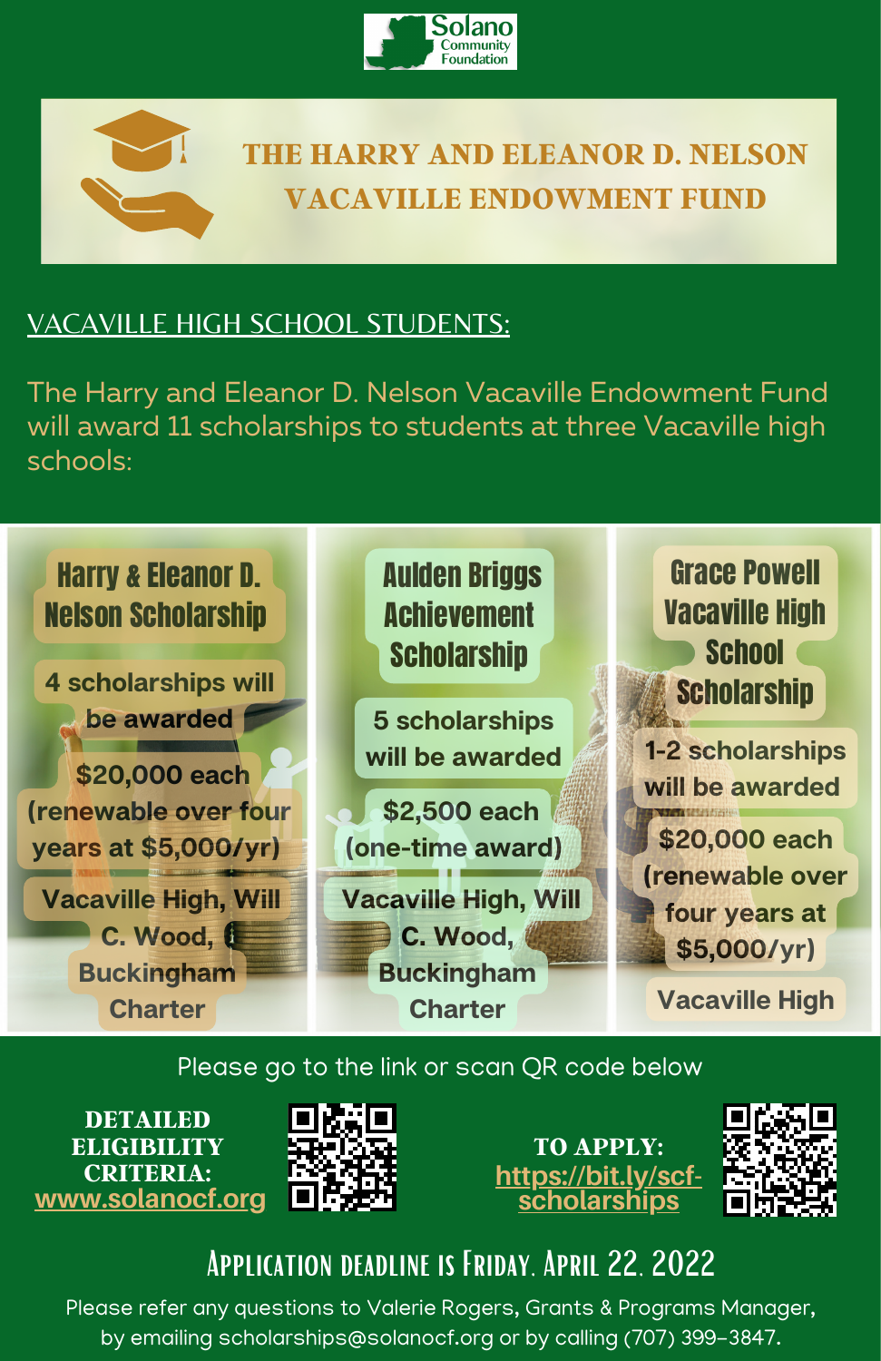Solano Community Foundation

# THE HARRY AND ELEANOR D. NELSON VACAVILLE ENDOWMENT FUND

## VACAVILLE HIGH SCHOOL STUDENTS:

The Harry and Eleanor D. Nelson Vacaville Endowment Fund will award 11 scholarships to students at three Vacaville high schools:

### Harry & Eleanor D. Nelson Scholarship

4 scholarships will be awarded

$20,000 each (renewable over four years at $5,000/yr)

Vacaville High, Will C. Wood, Buckingham Charter

### Aulden Briggs Achievement Scholarship

5 scholarships will be awarded

$2,500 each (one-time award)

Vacaville High, Will C. Wood, Buckingham Charter

### Grace Powell Vacaville High School Scholarship

1-2 scholarships will be awarded

$20,000 each (renewable over four years at $5,000/yr)

Vacaville High

Please go to the link or scan QR code below

**DETAILED ELIGIBILITY CRITERIA:** www.solanocf.org

**TO APPLY:** https://bit.ly/scf-scholarships

## Application deadline is Friday, April 22, 2022

Please refer any questions to Valerie Rogers, Grants & Programs Manager, by emailing scholarships@solanocf.org or by calling (707) 399-3847.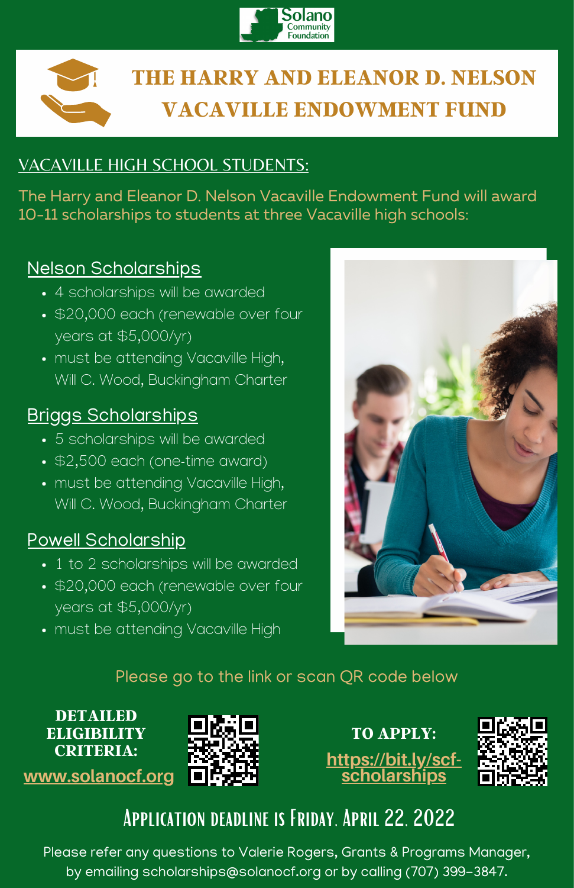Solano Community Foundation

# THE HARRY AND ELEANOR D. NELSON VACAVILLE ENDOWMENT FUND

## VACAVILLE HIGH SCHOOL STUDENTS:

The Harry and Eleanor D. Nelson Vacaville Endowment Fund will award 10-11 scholarships to students at three Vacaville high schools:

### Nelson Scholarships

- 4 scholarships will be awarded
- $20,000 each (renewable over four years at $5,000/yr)
- must be attending Vacaville High, Will C. Wood, Buckingham Charter

### Briggs Scholarships

- 5 scholarships will be awarded
- $2,500 each (one-time award)
- must be attending Vacaville High, Will C. Wood, Buckingham Charter

### Powell Scholarship

- 1 to 2 scholarships will be awarded
- $20,000 each (renewable over four years at $5,000/yr)
- must be attending Vacaville High

Please go to the link or scan QR code below

**DETAILED ELIGIBILITY CRITERIA:** www.solanocf.org

**TO APPLY:** https://bit.ly/scf-scholarships

## Application deadline is Friday, April 22, 2022

Please refer any questions to Valerie Rogers, Grants & Programs Manager, by emailing scholarships@solanocf.org or by calling (707) 399-3847.